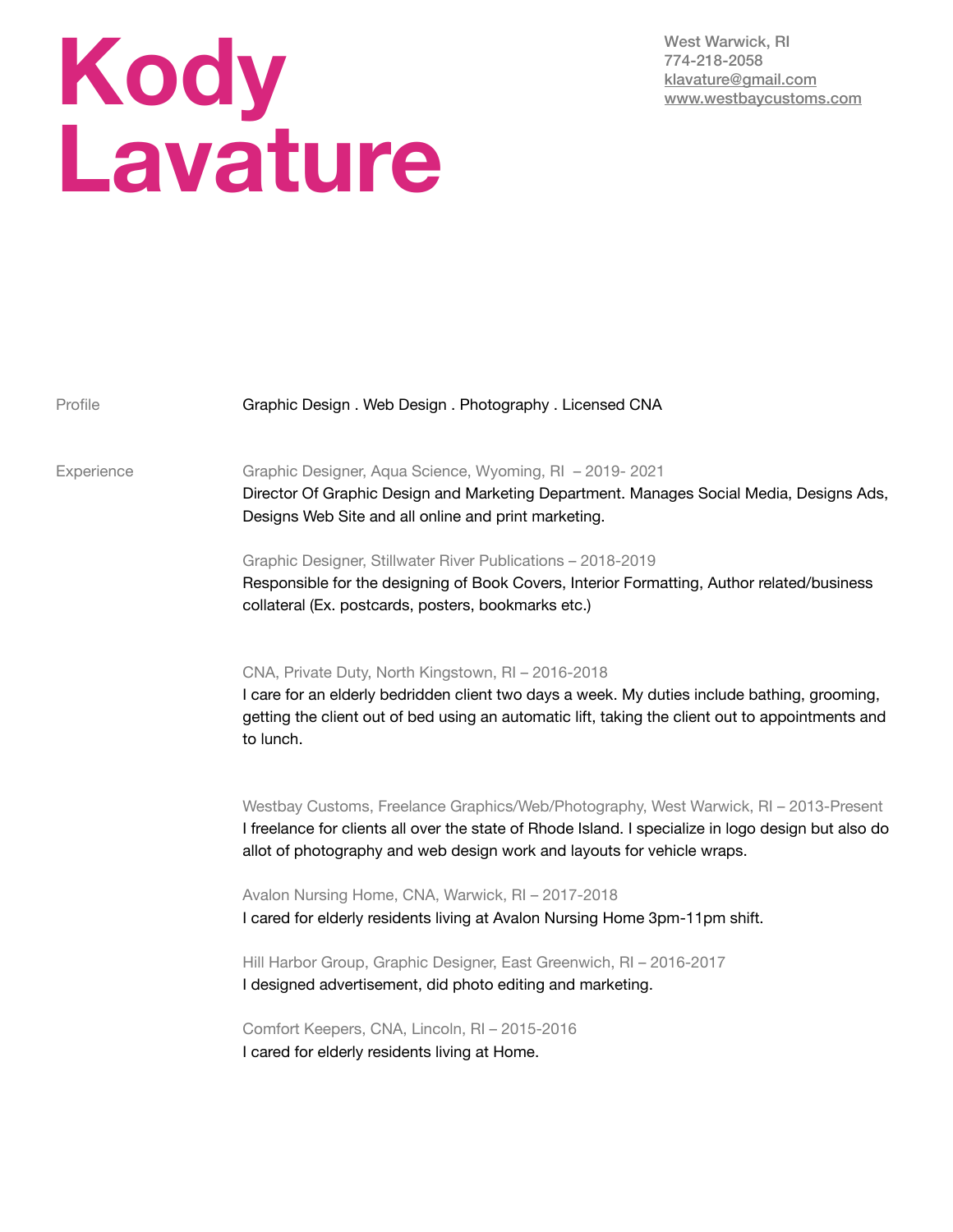# Kody Lavature

West Warwick, RI
774-218-2058
klavature@gmail.com
www.westbaycustoms.com

## Profile

Graphic Design . Web Design . Photography . Licensed CNA

## Experience

Graphic Designer, Aqua Science, Wyoming, RI – 2019- 2021
Director Of Graphic Design and Marketing Department. Manages Social Media, Designs Ads, Designs Web Site and all online and print marketing.

Graphic Designer, Stillwater River Publications – 2018-2019
Responsible for the designing of Book Covers, Interior Formatting, Author related/business collateral (Ex. postcards, posters, bookmarks etc.)

CNA, Private Duty, North Kingstown, RI – 2016-2018
I care for an elderly bedridden client two days a week. My duties include bathing, grooming, getting the client out of bed using an automatic lift, taking the client out to appointments and to lunch.

Westbay Customs, Freelance Graphics/Web/Photography, West Warwick, RI – 2013-Present
I freelance for clients all over the state of Rhode Island. I specialize in logo design but also do allot of photography and web design work and layouts for vehicle wraps.

Avalon Nursing Home, CNA, Warwick, RI – 2017-2018
I cared for elderly residents living at Avalon Nursing Home 3pm-11pm shift.

Hill Harbor Group, Graphic Designer, East Greenwich, RI – 2016-2017
I designed advertisement, did photo editing and marketing.

Comfort Keepers, CNA, Lincoln, RI – 2015-2016
I cared for elderly residents living at Home.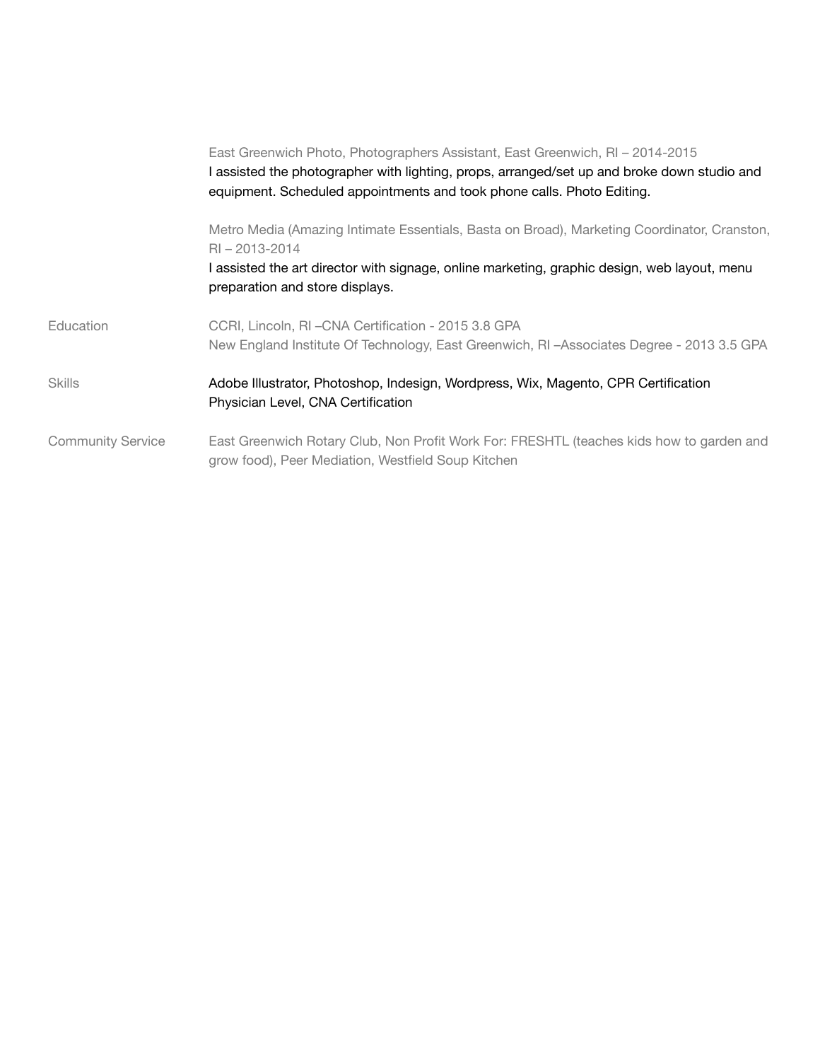East Greenwich Photo, Photographers Assistant, East Greenwich, RI – 2014-2015

I assisted the photographer with lighting, props, arranged/set up and broke down studio and equipment. Scheduled appointments and took phone calls. Photo Editing.

Metro Media (Amazing Intimate Essentials, Basta on Broad), Marketing Coordinator, Cranston, RI – 2013-2014

I assisted the art director with signage, online marketing, graphic design, web layout, menu preparation and store displays.

## Education

CCRI, Lincoln, RI –CNA Certification - 2015 3.8 GPA

New England Institute Of Technology, East Greenwich, RI –Associates Degree - 2013 3.5 GPA

## Skills

Adobe Illustrator, Photoshop, Indesign, Wordpress, Wix, Magento, CPR Certification Physician Level, CNA Certification

## Community Service

East Greenwich Rotary Club, Non Profit Work For: FRESHTL (teaches kids how to garden and grow food), Peer Mediation, Westfield Soup Kitchen